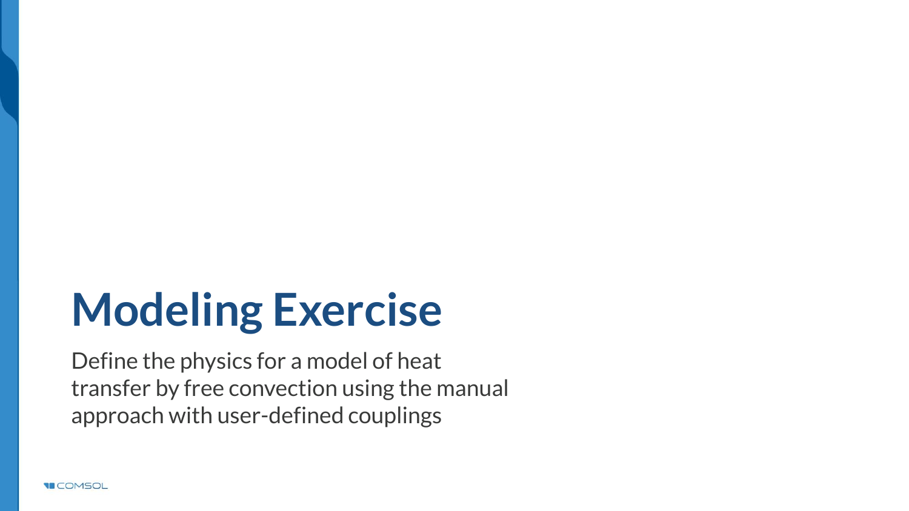# Modeling Exercise

Define the physics for a model of heat transfer by free convection using the manual approach with user-defined couplings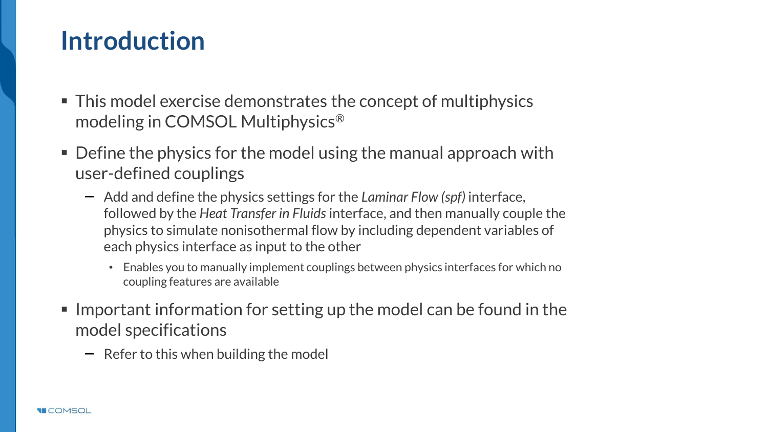# Introduction

- This model exercise demonstrates the concept of multiphysics modeling in COMSOL Multiphysics®
- Define the physics for the model using the manual approach with user-defined couplings
  - Add and define the physics settings for the *Laminar Flow (spf)* interface, followed by the *Heat Transfer in Fluids* interface, and then manually couple the physics to simulate nonisothermal flow by including dependent variables of each physics interface as input to the other
    - Enables you to manually implement couplings between physics interfaces for which no coupling features are available
- Important information for setting up the model can be found in the model specifications
  - Refer to this when building the model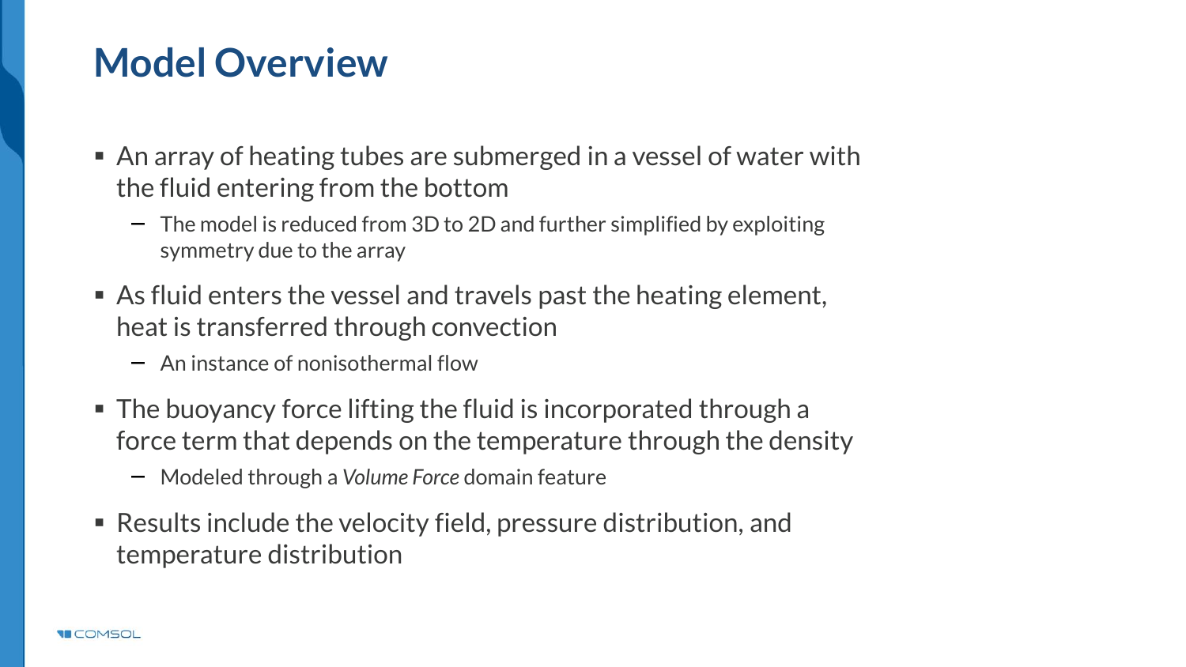# Model Overview

- An array of heating tubes are submerged in a vessel of water with the fluid entering from the bottom
  - The model is reduced from 3D to 2D and further simplified by exploiting symmetry due to the array
- As fluid enters the vessel and travels past the heating element, heat is transferred through convection
  - An instance of nonisothermal flow
- The buoyancy force lifting the fluid is incorporated through a force term that depends on the temperature through the density
  - Modeled through a *Volume Force* domain feature
- Results include the velocity field, pressure distribution, and temperature distribution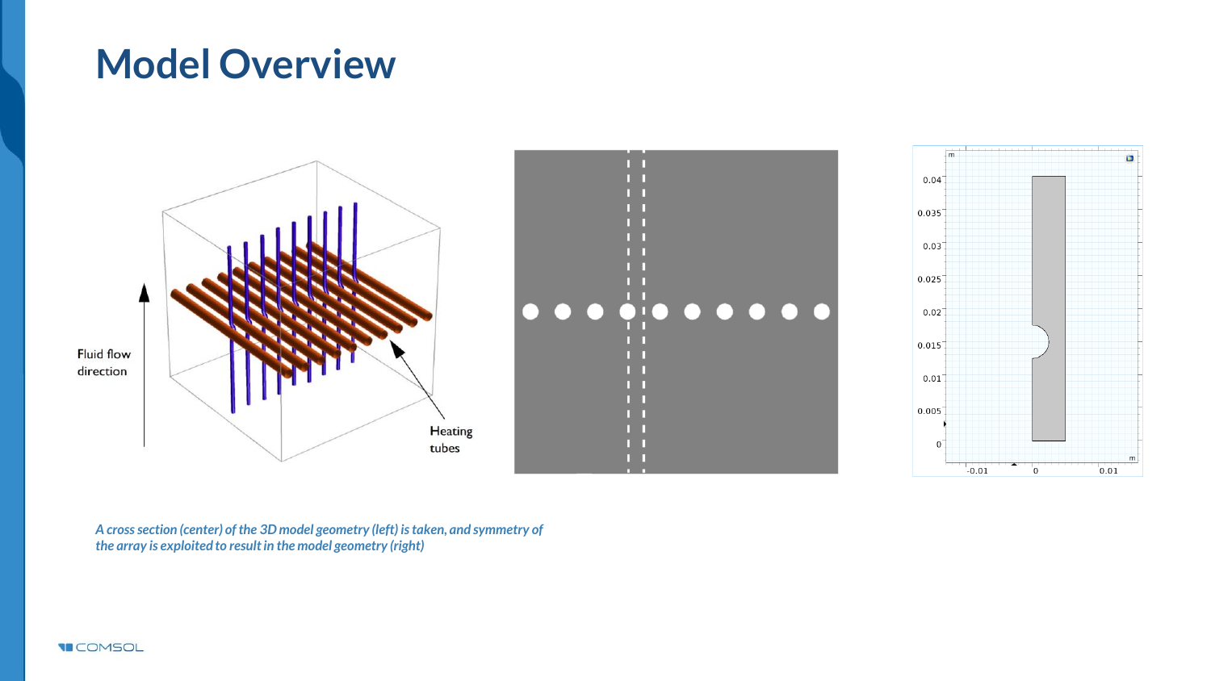# Model Overview

*A cross section (center) of the 3D model geometry (left) is taken, and symmetry of the array is exploited to result in the model geometry (right)*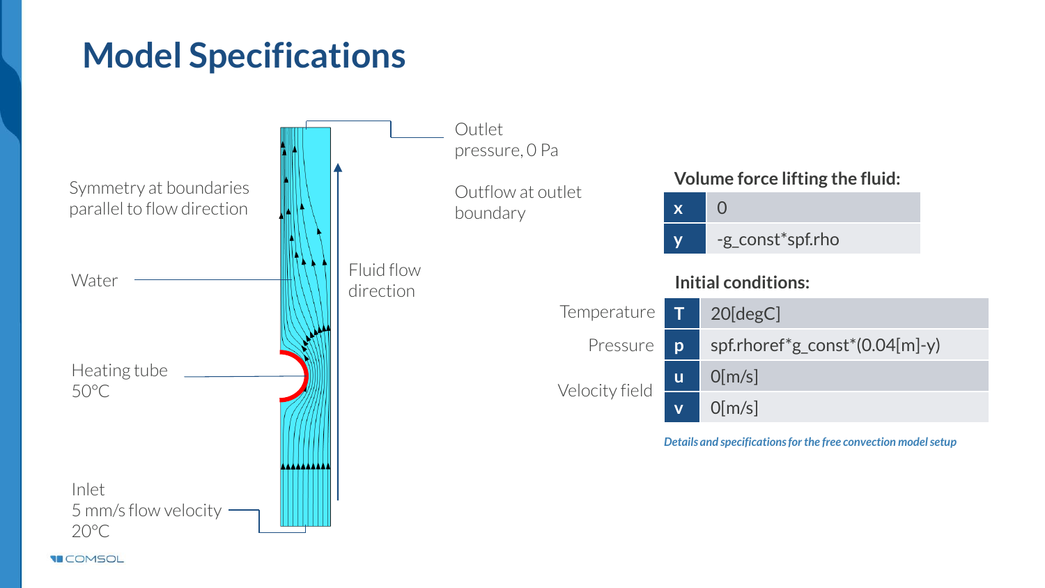# Model Specifications

Symmetry at boundaries parallel to flow direction

Water

Heating tube
50°C

Inlet
5 mm/s flow velocity
20°C

Outlet
pressure, 0 Pa

Outflow at outlet boundary

Fluid flow direction

**Volume force lifting the fluid:**

| | |
|---|---|
| **x** | 0 |
| **y** | -g_const*spf.rho |

**Initial conditions:**

| | | |
|---|---|---|
| Temperature | **T** | 20[degC] |
| Pressure | **p** | spf.rhoref*g_const*(0.04[m]-y) |
| Velocity field | **u** | 0[m/s] |
| | **v** | 0[m/s] |

*Details and specifications for the free convection model setup*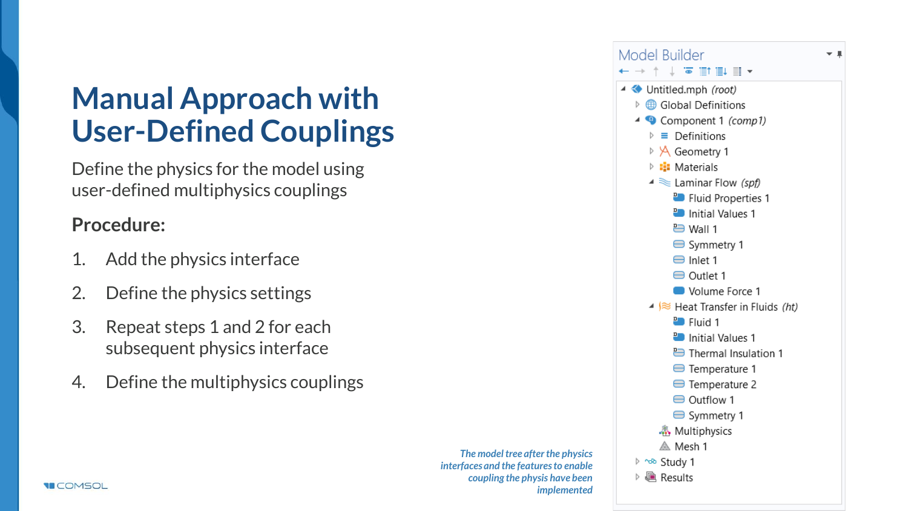# Manual Approach with User-Defined Couplings

Define the physics for the model using user-defined multiphysics couplings

**Procedure:**

1. Add the physics interface
2. Define the physics settings
3. Repeat steps 1 and 2 for each subsequent physics interface
4. Define the multiphysics couplings

Model Builder

- Untitled.mph *(root)*
  - Global Definitions
  - Component 1 *(comp1)*
    - Definitions
    - Geometry 1
    - Materials
    - Laminar Flow *(spf)*
      - Fluid Properties 1
      - Initial Values 1
      - Wall 1
      - Symmetry 1
      - Inlet 1
      - Outlet 1
      - Volume Force 1
    - Heat Transfer in Fluids *(ht)*
      - Fluid 1
      - Initial Values 1
      - Thermal Insulation 1
      - Temperature 1
      - Temperature 2
      - Outflow 1
      - Symmetry 1
    - Multiphysics
    - Mesh 1
  - Study 1
  - Results

*The model tree after the physics interfaces and the features to enable coupling the physis have been implemented*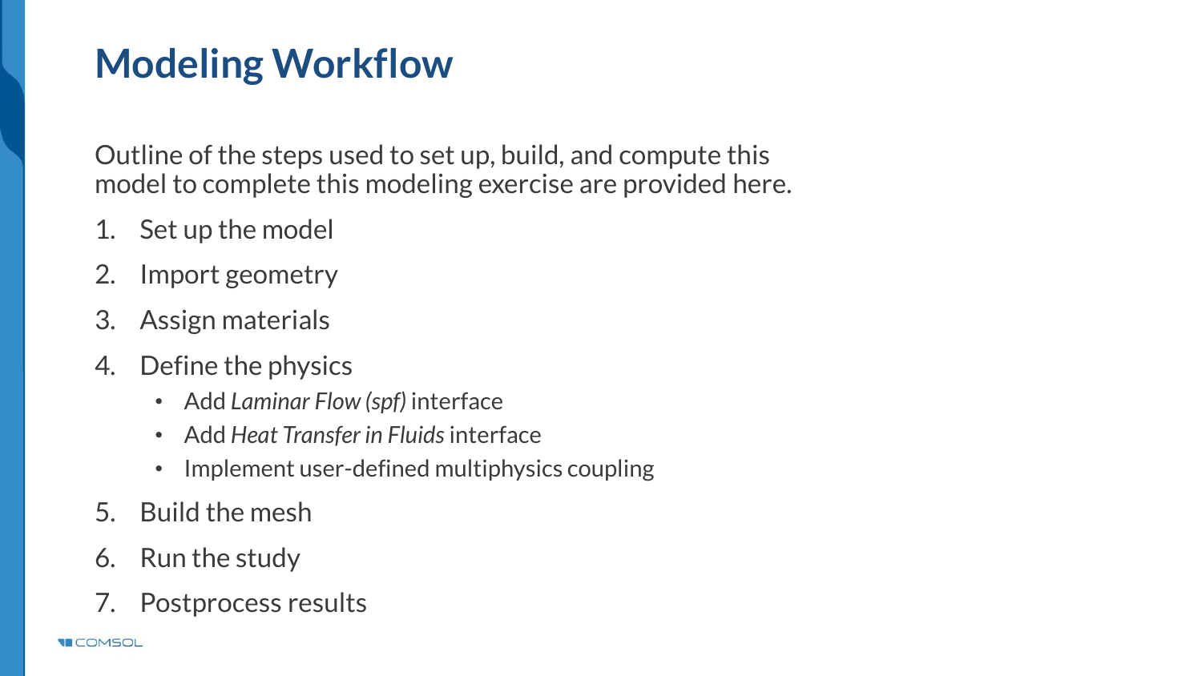# Modeling Workflow

Outline of the steps used to set up, build, and compute this model to complete this modeling exercise are provided here.

1. Set up the model
2. Import geometry
3. Assign materials
4. Define the physics
   - Add *Laminar Flow (spf)* interface
   - Add *Heat Transfer in Fluids* interface
   - Implement user-defined multiphysics coupling
5. Build the mesh
6. Run the study
7. Postprocess results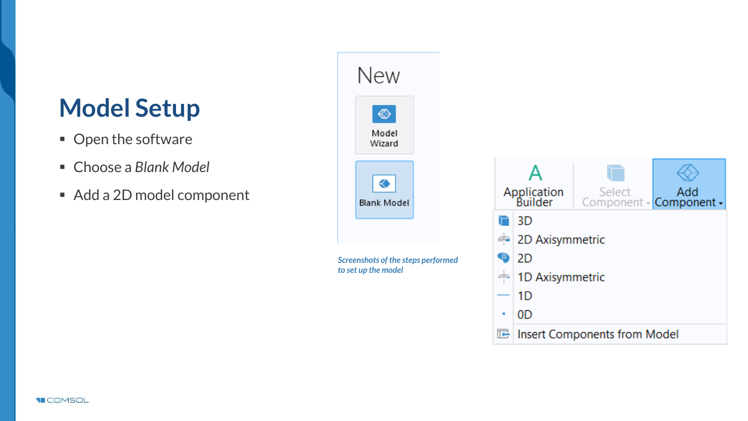# Model Setup

- Open the software
- Choose a *Blank Model*
- Add a 2D model component

New

Model Wizard

Blank Model

Application Builder

Select Component

Add Component

- 3D
- 2D Axisymmetric
- 2D
- 1D Axisymmetric
- 1D
- 0D
- Insert Components from Model

*Screenshots of the steps performed to set up the model*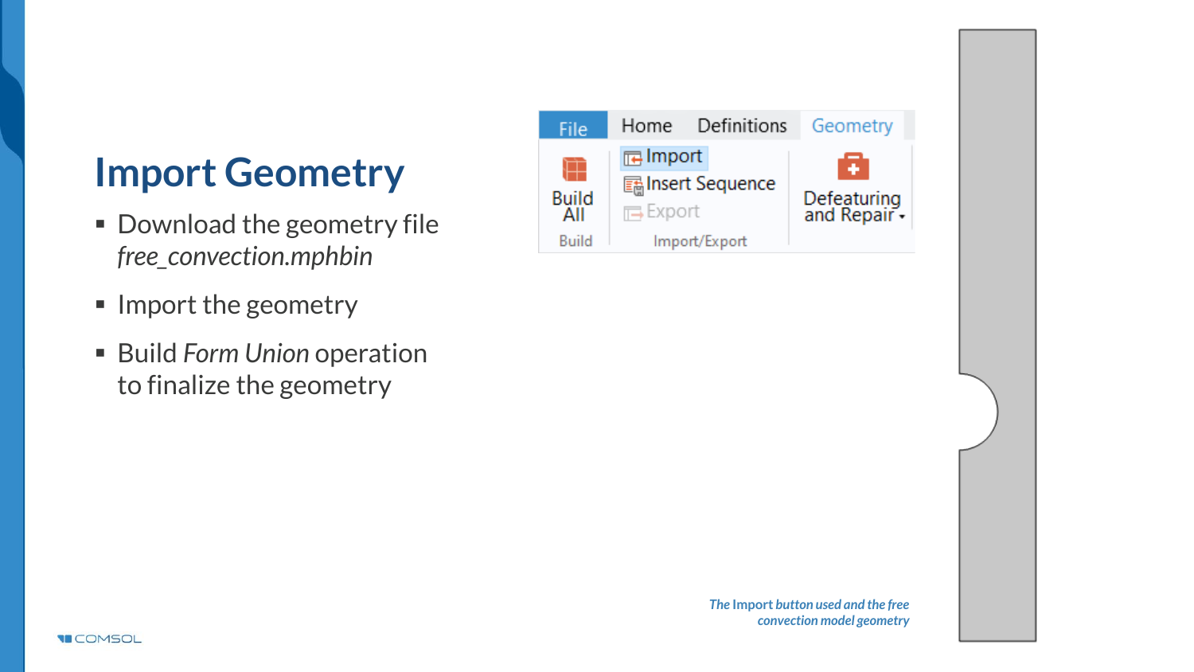# Import Geometry

- Download the geometry file *free_convection.mphbin*
- Import the geometry
- Build *Form Union* operation to finalize the geometry

*The Import button used and the free convection model geometry*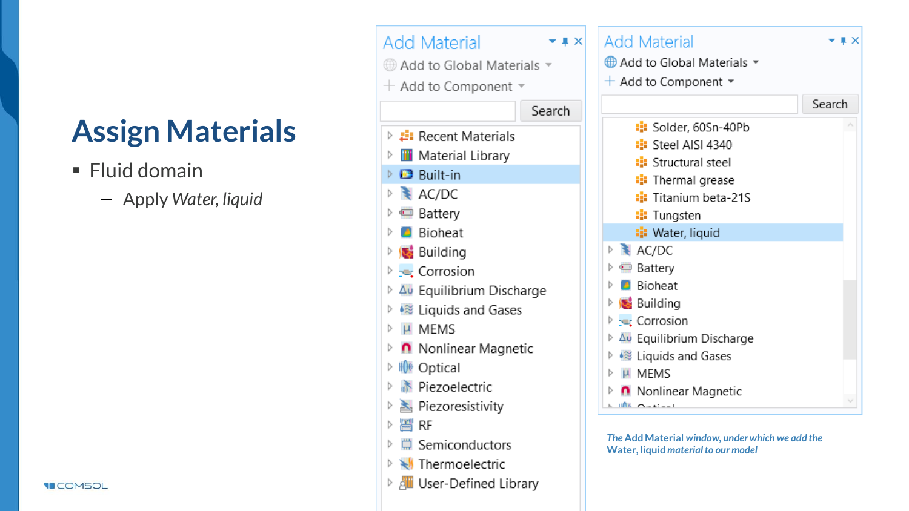# Assign Materials

- Fluid domain
  - Apply *Water, liquid*

**Add Material**

Add to Global Materials
Add to Component
Search

- Recent Materials
- Material Library
- Built-in
- AC/DC
- Battery
- Bioheat
- Building
- Corrosion
- Equilibrium Discharge
- Liquids and Gases
- MEMS
- Nonlinear Magnetic
- Optical
- Piezoelectric
- Piezoresistivity
- RF
- Semiconductors
- Thermoelectric
- User-Defined Library

**Add Material**

Add to Global Materials
Add to Component
Search

- Solder, 60Sn-40Pb
- Steel AISI 4340
- Structural steel
- Thermal grease
- Titanium beta-21S
- Tungsten
- Water, liquid
- AC/DC
- Battery
- Bioheat
- Building
- Corrosion
- Equilibrium Discharge
- Liquids and Gases
- MEMS
- Nonlinear Magnetic
- Optical

*The Add Material window, under which we add the Water, liquid material to our model*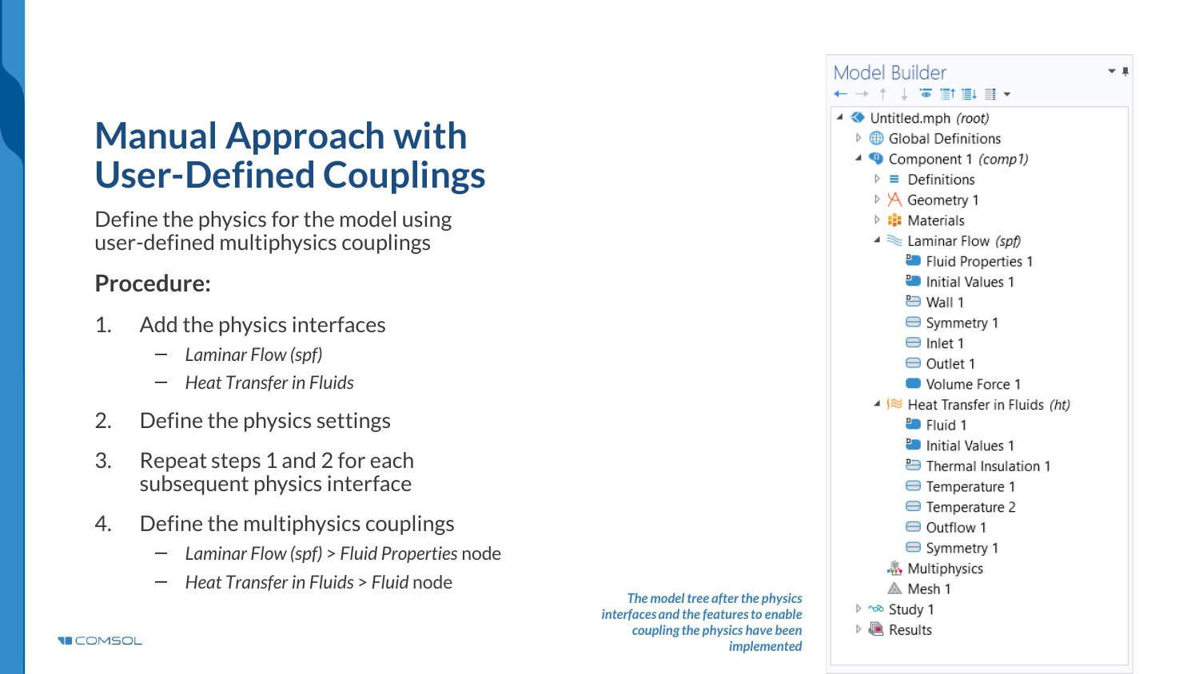# Manual Approach with User-Defined Couplings

Define the physics for the model using user-defined multiphysics couplings

**Procedure:**

1. Add the physics interfaces
   - *Laminar Flow (spf)*
   - *Heat Transfer in Fluids*
2. Define the physics settings
3. Repeat steps 1 and 2 for each subsequent physics interface
4. Define the multiphysics couplings
   - *Laminar Flow (spf)* > *Fluid Properties* node
   - *Heat Transfer in Fluids* > *Fluid* node

Model Builder

- Untitled.mph *(root)*
  - Global Definitions
  - Component 1 *(comp1)*
    - Definitions
    - Geometry 1
    - Materials
    - Laminar Flow *(spf)*
      - Fluid Properties 1
      - Initial Values 1
      - Wall 1
      - Symmetry 1
      - Inlet 1
      - Outlet 1
      - Volume Force 1
    - Heat Transfer in Fluids *(ht)*
      - Fluid 1
      - Initial Values 1
      - Thermal Insulation 1
      - Temperature 1
      - Temperature 2
      - Outflow 1
      - Symmetry 1
    - Multiphysics
    - Mesh 1
  - Study 1
  - Results

*The model tree after the physics interfaces and the features to enable coupling the physics have been implemented*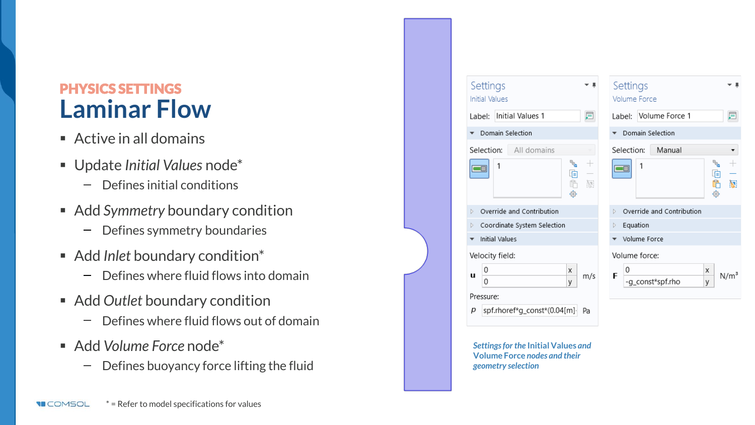PHYSICS SETTINGS

# Laminar Flow

- Active in all domains
- Update *Initial Values* node*
  - Defines initial conditions
- Add *Symmetry* boundary condition
  - Defines symmetry boundaries
- Add *Inlet* boundary condition*
  - Defines where fluid flows into domain
- Add *Outlet* boundary condition
  - Defines where fluid flows out of domain
- Add *Volume Force* node*
  - Defines buoyancy force lifting the fluid

**Settings** — Initial Values

Label: Initial Values 1

Domain Selection

Selection: All domains

1

Override and Contribution

Coordinate System Selection

Initial Values

Velocity field:

u: 0 (x), 0 (y) m/s

Pressure:

p: spf.rhoref*g_const*(0.04[m]- Pa

**Settings** — Volume Force

Label: Volume Force 1

Domain Selection

Selection: Manual

1

Override and Contribution

Equation

Volume Force

Volume force:

F: 0 (x), -g_const*spf.rho (y) N/m³

*Settings for the* Initial Values *and* Volume Force *nodes and their geometry selection*

* = Refer to model specifications for values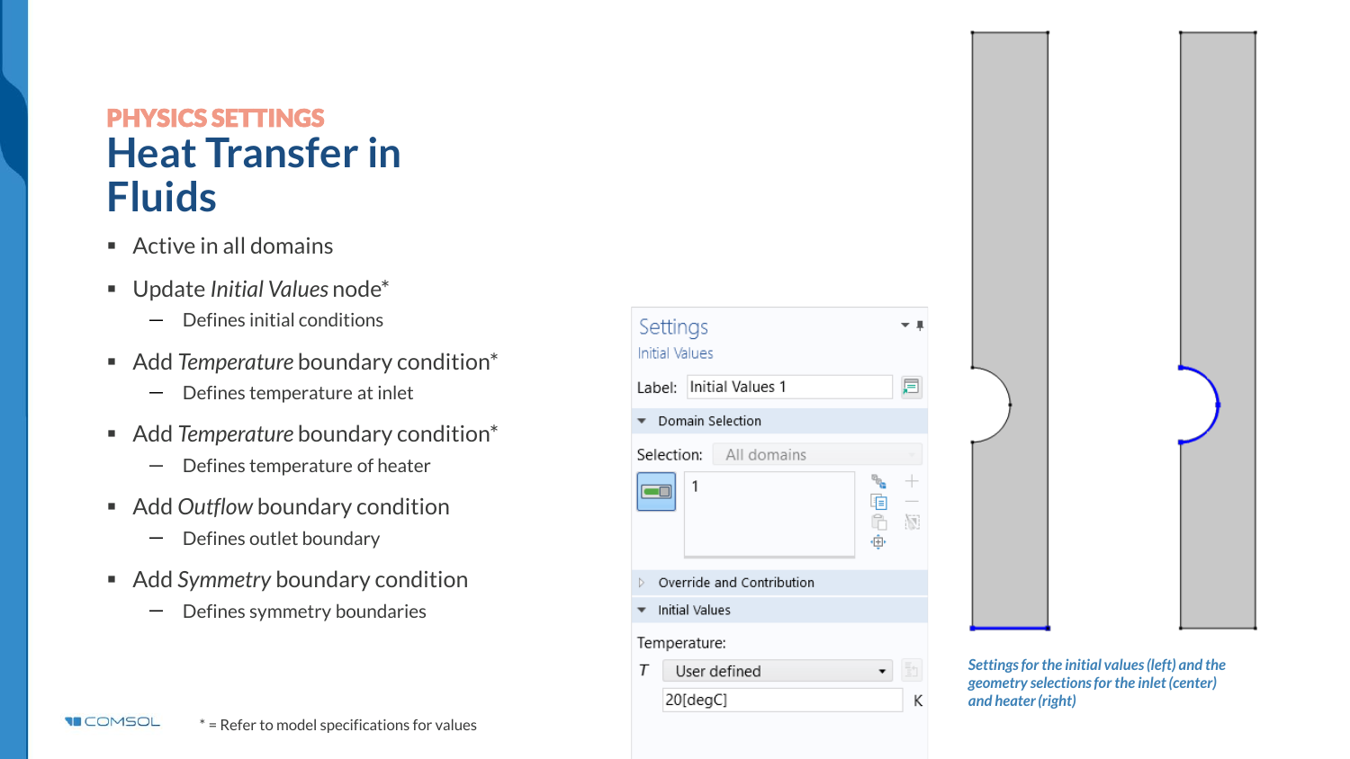PHYSICS SETTINGS

# Heat Transfer in Fluids

- Active in all domains
- Update *Initial Values* node*
  - Defines initial conditions
- Add *Temperature* boundary condition*
  - Defines temperature at inlet
- Add *Temperature* boundary condition*
  - Defines temperature of heater
- Add *Outflow* boundary condition
  - Defines outlet boundary
- Add *Symmetry* boundary condition
  - Defines symmetry boundaries

Settings
Initial Values

Label: Initial Values 1

Domain Selection

Selection: All domains

1

Override and Contribution

Initial Values

Temperature:

T User defined

20[degC] K

*Settings for the initial values (left) and the geometry selections for the inlet (center) and heater (right)*

* = Refer to model specifications for values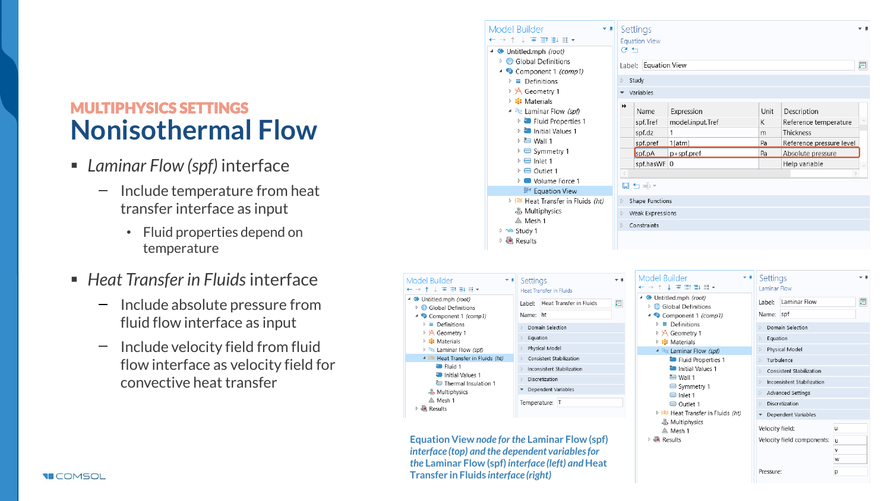MULTIPHYSICS SETTINGS

# Nonisothermal Flow

- *Laminar Flow (spf)* interface
  - Include temperature from heat transfer interface as input
    - Fluid properties depend on temperature
- *Heat Transfer in Fluids* interface
  - Include absolute pressure from fluid flow interface as input
  - Include velocity field from fluid flow interface as velocity field for convective heat transfer

*Equation View node for the* Laminar Flow (spf) *interface (top) and the dependent variables for the* Laminar Flow (spf) *interface (left) and* Heat Transfer in Fluids *interface (right)*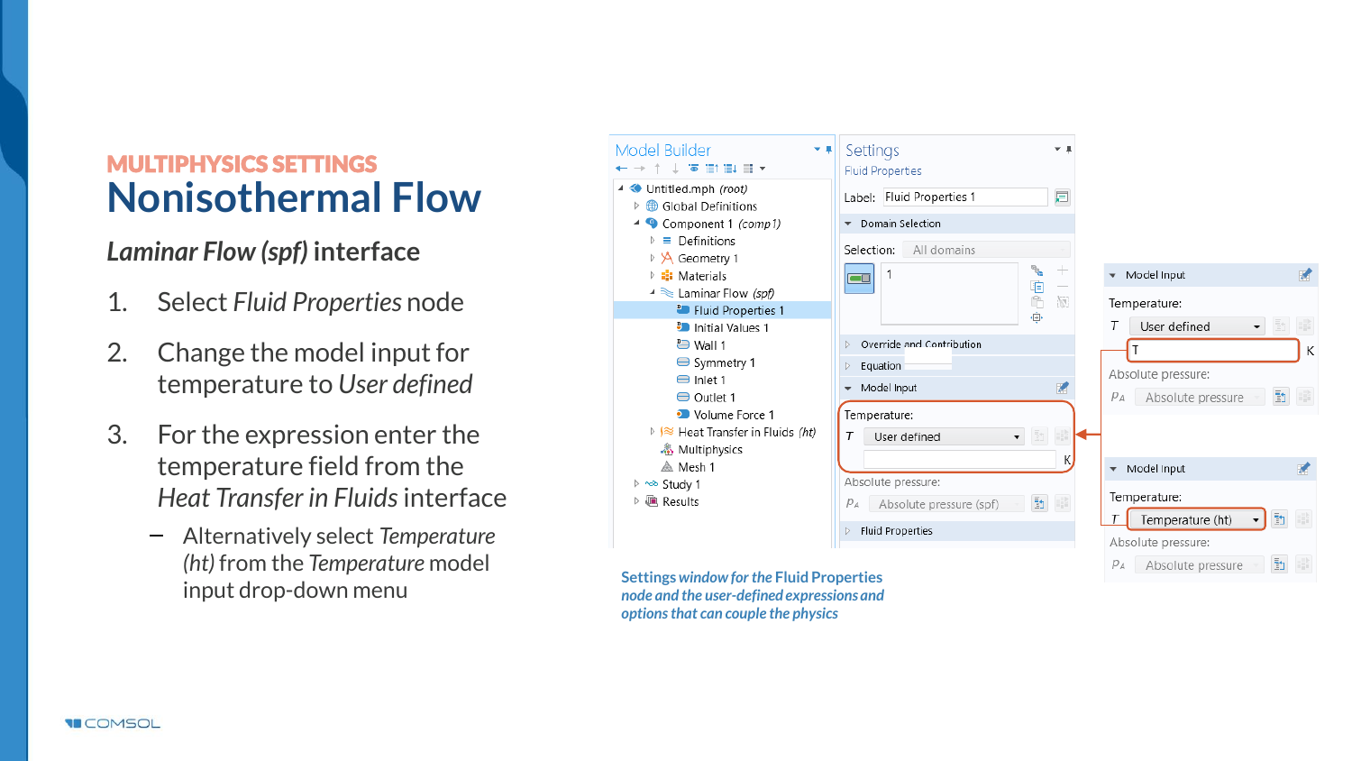MULTIPHYSICS SETTINGS

# Nonisothermal Flow

### *Laminar Flow (spf)* interface

1. Select *Fluid Properties* node
2. Change the model input for temperature to *User defined*
3. For the expression enter the temperature field from the *Heat Transfer in Fluids* interface
   - Alternatively select *Temperature (ht)* from the *Temperature* model input drop-down menu

*Settings window for the* Fluid Properties *node and the user-defined expressions and options that can couple the physics*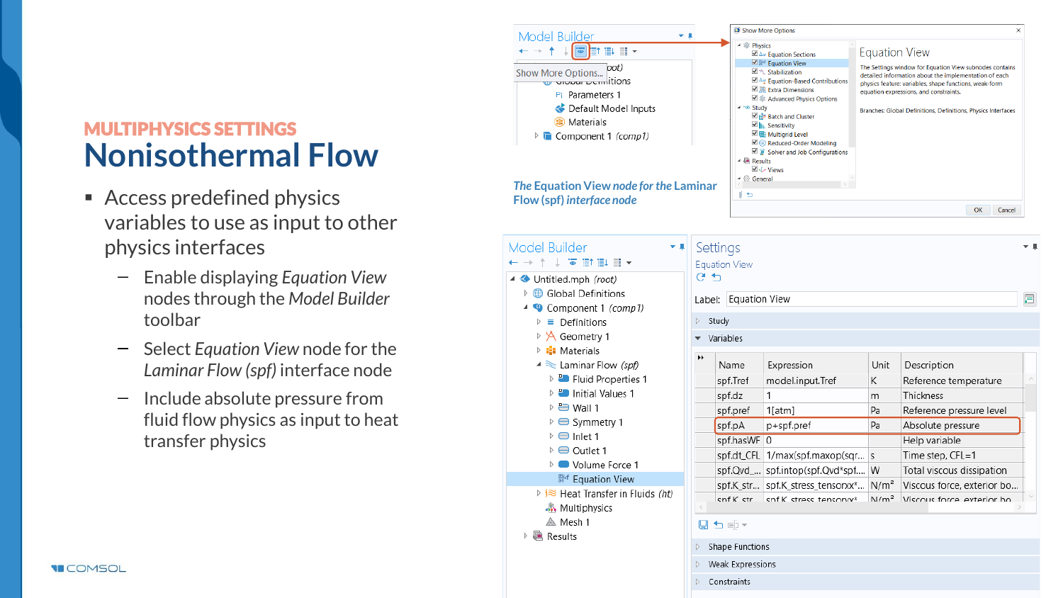MULTIPHYSICS SETTINGS

# Nonisothermal Flow

- Access predefined physics variables to use as input to other physics interfaces
  - Enable displaying *Equation View* nodes through the *Model Builder* toolbar
  - Select *Equation View* node for the *Laminar Flow (spf)* interface node
  - Include absolute pressure from fluid flow physics as input to heat transfer physics

*The* **Equation View** *node for the* **Laminar Flow (spf)** *interface node*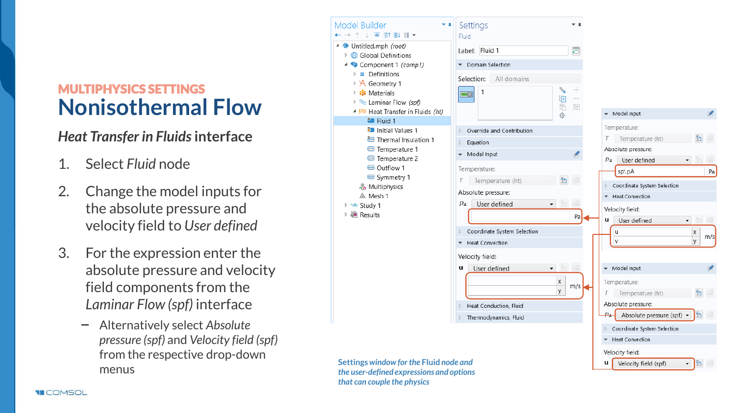MULTIPHYSICS SETTINGS

# Nonisothermal Flow

## *Heat Transfer in Fluids* interface

1. Select *Fluid* node
2. Change the model inputs for the absolute pressure and velocity field to *User defined*
3. For the expression enter the absolute pressure and velocity field components from the *Laminar Flow (spf)* interface
   - Alternatively select *Absolute pressure (spf)* and *Velocity field (spf)* from the respective drop-down menus

*Settings window for the Fluid node and the user-defined expressions and options that can couple the physics*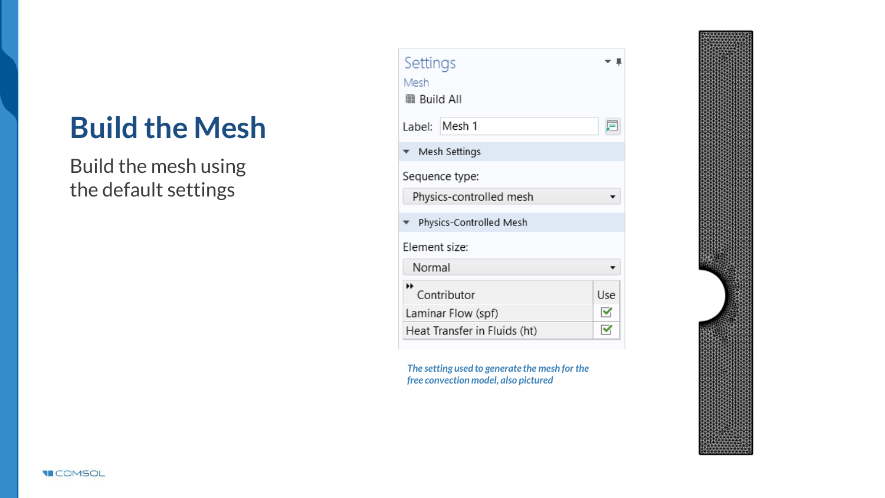# Build the Mesh

Build the mesh using the default settings

Settings

Mesh

Build All

Label: Mesh 1

Mesh Settings

Sequence type:

Physics-controlled mesh

Physics-Controlled Mesh

Element size:

Normal

| Contributor | Use |
|---|---|
| Laminar Flow (spf) | ✓ |
| Heat Transfer in Fluids (ht) | ✓ |

*The setting used to generate the mesh for the free convection model, also pictured*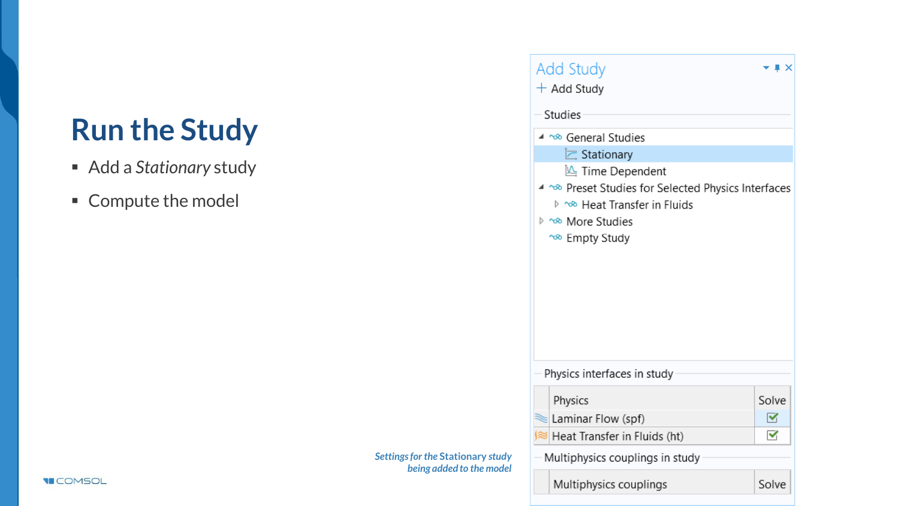# Run the Study

- Add a *Stationary* study
- Compute the model

## Add Study

+ Add Study

**Studies**

- General Studies
  - Stationary
  - Time Dependent
- Preset Studies for Selected Physics Interfaces
  - Heat Transfer in Fluids
- More Studies
- Empty Study

**Physics interfaces in study**

| Physics | Solve |
| --- | --- |
| Laminar Flow (spf) | ☑ |
| Heat Transfer in Fluids (ht) | ☑ |

**Multiphysics couplings in study**

| Multiphysics couplings | Solve |
| --- | --- |

*Settings for the Stationary study being added to the model*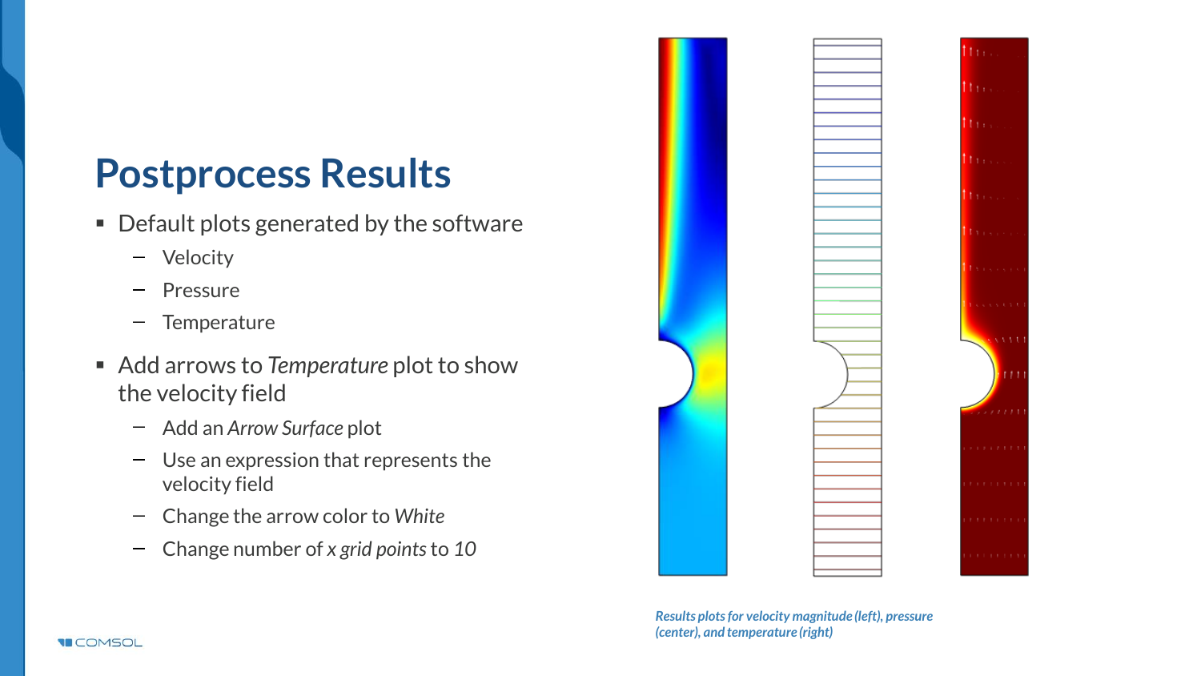# Postprocess Results

- Default plots generated by the software
  - Velocity
  - Pressure
  - Temperature
- Add arrows to *Temperature* plot to show the velocity field
  - Add an *Arrow Surface* plot
  - Use an expression that represents the velocity field
  - Change the arrow color to *White*
  - Change number of *x grid points* to *10*

*Results plots for velocity magnitude (left), pressure (center), and temperature (right)*